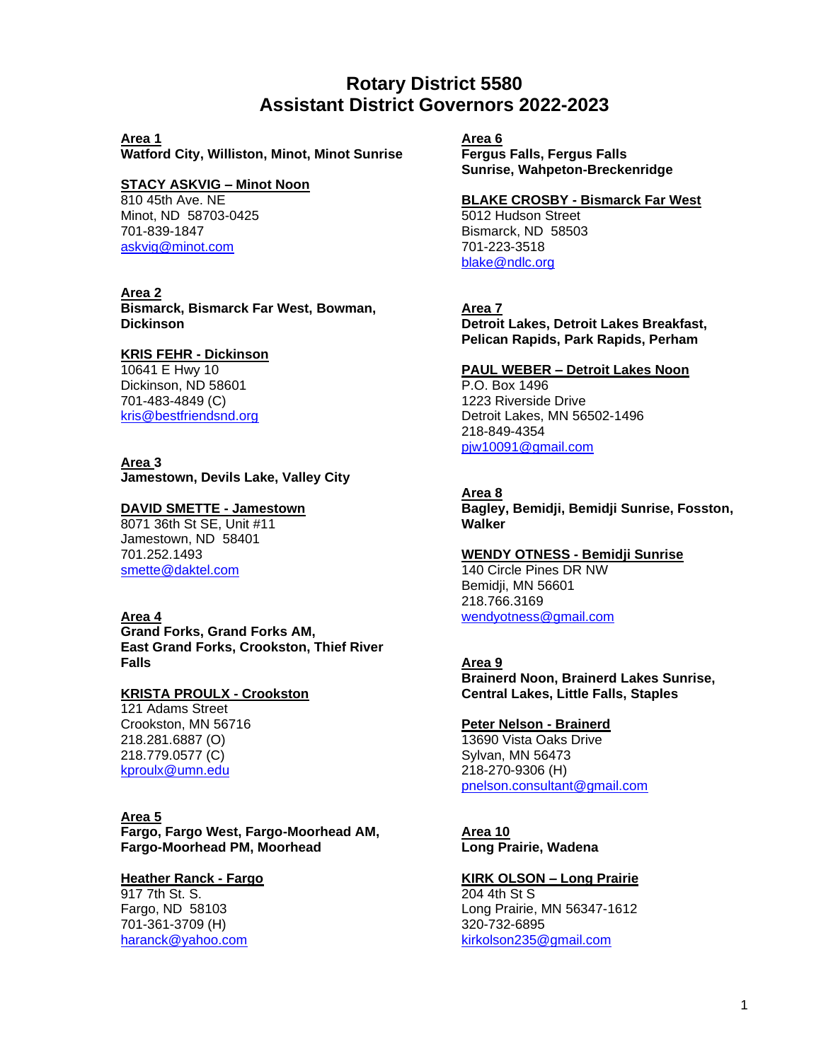# Rotary District 5580
# Assistant District Governors 2022-2023

**Area 1**
**Watford City, Williston, Minot, Minot Sunrise**

**STACY ASKVIG – Minot Noon**
810 45th Ave. NE
Minot, ND 58703-0425
701-839-1847
askvig@minot.com

**Area 2**
**Bismarck, Bismarck Far West, Bowman, Dickinson**

**KRIS FEHR - Dickinson**
10641 E Hwy 10
Dickinson, ND 58601
701-483-4849 (C)
kris@bestfriendsnd.org

**Area 3**
**Jamestown, Devils Lake, Valley City**

**DAVID SMETTE - Jamestown**
8071 36th St SE, Unit #11
Jamestown, ND 58401
701.252.1493
smette@daktel.com

**Area 4**
**Grand Forks, Grand Forks AM, East Grand Forks, Crookston, Thief River Falls**

**KRISTA PROULX - Crookston**
121 Adams Street
Crookston, MN 56716
218.281.6887 (O)
218.779.0577 (C)
kproulx@umn.edu

**Area 5**
**Fargo, Fargo West, Fargo-Moorhead AM, Fargo-Moorhead PM, Moorhead**

**Heather Ranck - Fargo**
917 7th St. S.
Fargo, ND 58103
701-361-3709 (H)
haranck@yahoo.com

**Area 6**
**Fergus Falls, Fergus Falls Sunrise, Wahpeton-Breckenridge**

**BLAKE CROSBY - Bismarck Far West**
5012 Hudson Street
Bismarck, ND 58503
701-223-3518
blake@ndlc.org

**Area 7**
**Detroit Lakes, Detroit Lakes Breakfast, Pelican Rapids, Park Rapids, Perham**

**PAUL WEBER – Detroit Lakes Noon**
P.O. Box 1496
1223 Riverside Drive
Detroit Lakes, MN 56502-1496
218-849-4354
pjw10091@gmail.com

**Area 8**
**Bagley, Bemidji, Bemidji Sunrise, Fosston, Walker**

**WENDY OTNESS - Bemidji Sunrise**
140 Circle Pines DR NW
Bemidji, MN 56601
218.766.3169
wendyotness@gmail.com

**Area 9**
**Brainerd Noon, Brainerd Lakes Sunrise, Central Lakes, Little Falls, Staples**

**Peter Nelson - Brainerd**
13690 Vista Oaks Drive
Sylvan, MN 56473
218-270-9306 (H)
pnelson.consultant@gmail.com

**Area 10**
**Long Prairie, Wadena**

**KIRK OLSON – Long Prairie**
204 4th St S
Long Prairie, MN 56347-1612
320-732-6895
kirkolson235@gmail.com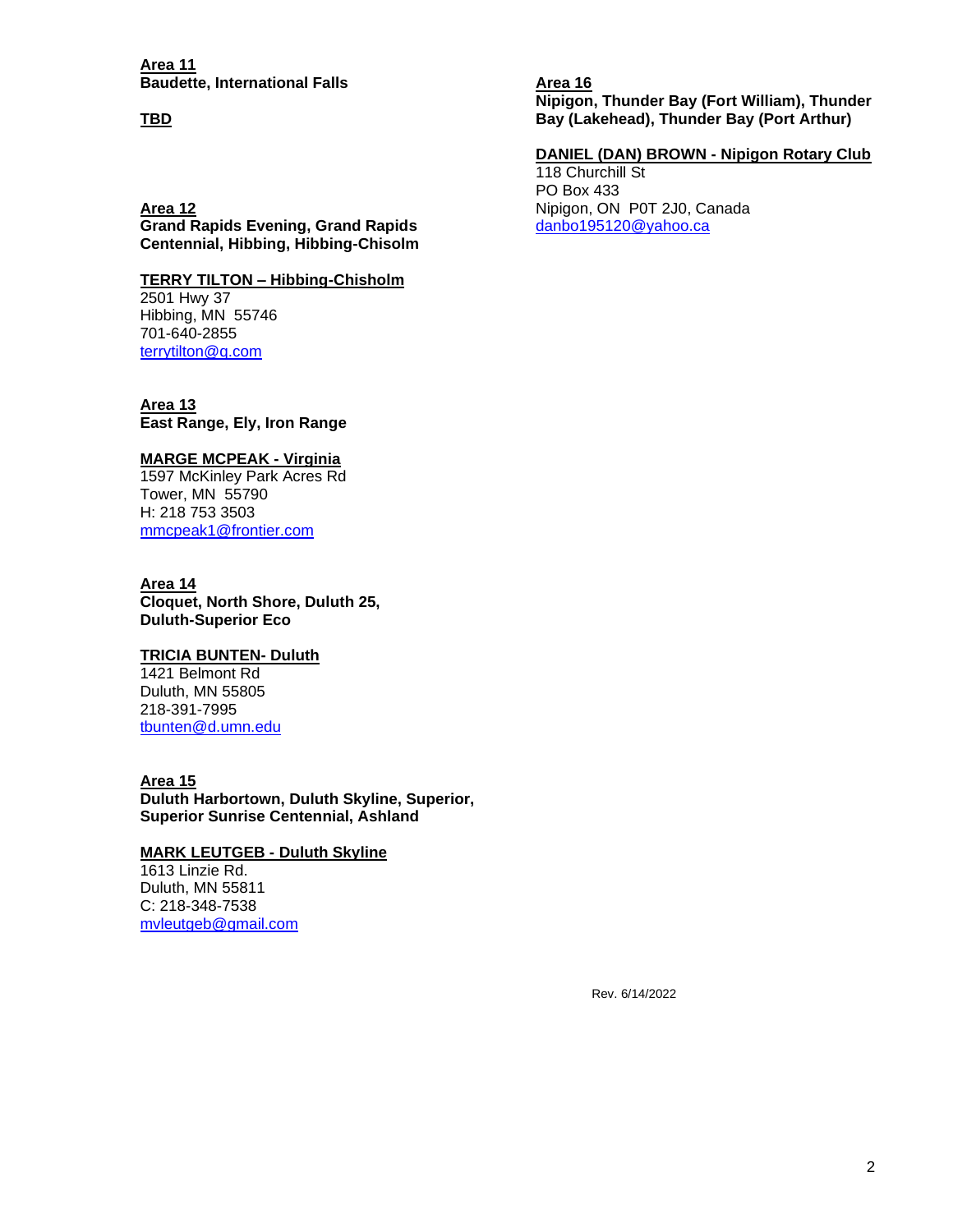**Area 11**
**Baudette, International Falls**

**TBD**

**Area 12**
**Grand Rapids Evening, Grand Rapids Centennial, Hibbing, Hibbing-Chisolm**

**TERRY TILTON – Hibbing-Chisholm**
2501 Hwy 37
Hibbing, MN 55746
701-640-2855
terrytilton@q.com

**Area 13**
**East Range, Ely, Iron Range**

**MARGE MCPEAK - Virginia**
1597 McKinley Park Acres Rd
Tower, MN 55790
H: 218 753 3503
mmcpeak1@frontier.com

**Area 14**
**Cloquet, North Shore, Duluth 25, Duluth-Superior Eco**

**TRICIA BUNTEN- Duluth**
1421 Belmont Rd
Duluth, MN 55805
218-391-7995
tbunten@d.umn.edu

**Area 15**
**Duluth Harbortown, Duluth Skyline, Superior, Superior Sunrise Centennial, Ashland**

**MARK LEUTGEB - Duluth Skyline**
1613 Linzie Rd.
Duluth, MN 55811
C: 218-348-7538
mvleutgeb@gmail.com

**Area 16**
**Nipigon, Thunder Bay (Fort William), Thunder Bay (Lakehead), Thunder Bay (Port Arthur)**

**DANIEL (DAN) BROWN - Nipigon Rotary Club**
118 Churchill St
PO Box 433
Nipigon, ON P0T 2J0, Canada
danbo195120@yahoo.ca

Rev. 6/14/2022